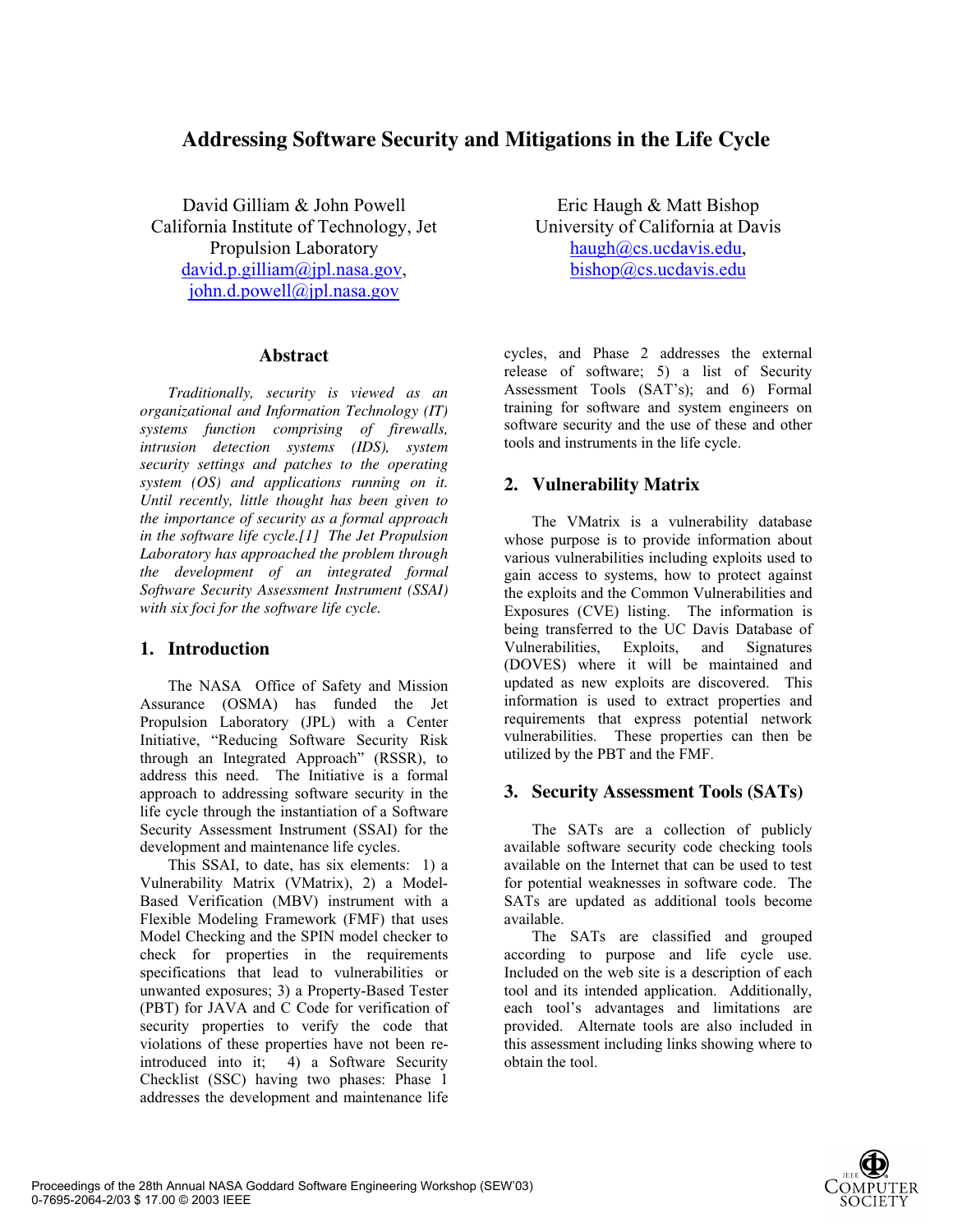# Addressing Software Security and Mitigations in the Life Cycle

David Gilliam & John Powell
California Institute of Technology, Jet Propulsion Laboratory
david.p.gilliam@jpl.nasa.gov, john.d.powell@jpl.nasa.gov

Eric Haugh & Matt Bishop
University of California at Davis
haugh@cs.ucdavis.edu, bishop@cs.ucdavis.edu

## Abstract

*Traditionally, security is viewed as an organizational and Information Technology (IT) systems function comprising of firewalls, intrusion detection systems (IDS), system security settings and patches to the operating system (OS) and applications running on it. Until recently, little thought has been given to the importance of security as a formal approach in the software life cycle.[1] The Jet Propulsion Laboratory has approached the problem through the development of an integrated formal Software Security Assessment Instrument (SSAI) with six foci for the software life cycle.*

## 1. Introduction

The NASA Office of Safety and Mission Assurance (OSMA) has funded the Jet Propulsion Laboratory (JPL) with a Center Initiative, "Reducing Software Security Risk through an Integrated Approach" (RSSR), to address this need. The Initiative is a formal approach to addressing software security in the life cycle through the instantiation of a Software Security Assessment Instrument (SSAI) for the development and maintenance life cycles.

This SSAI, to date, has six elements: 1) a Vulnerability Matrix (VMatrix), 2) a Model-Based Verification (MBV) instrument with a Flexible Modeling Framework (FMF) that uses Model Checking and the SPIN model checker to check for properties in the requirements specifications that lead to vulnerabilities or unwanted exposures; 3) a Property-Based Tester (PBT) for JAVA and C Code for verification of security properties to verify the code that violations of these properties have not been re-introduced into it; 4) a Software Security Checklist (SSC) having two phases: Phase 1 addresses the development and maintenance life cycles, and Phase 2 addresses the external release of software; 5) a list of Security Assessment Tools (SAT's); and 6) Formal training for software and system engineers on software security and the use of these and other tools and instruments in the life cycle.

## 2. Vulnerability Matrix

The VMatrix is a vulnerability database whose purpose is to provide information about various vulnerabilities including exploits used to gain access to systems, how to protect against the exploits and the Common Vulnerabilities and Exposures (CVE) listing. The information is being transferred to the UC Davis Database of Vulnerabilities, Exploits, and Signatures (DOVES) where it will be maintained and updated as new exploits are discovered. This information is used to extract properties and requirements that express potential network vulnerabilities. These properties can then be utilized by the PBT and the FMF.

## 3. Security Assessment Tools (SATs)

The SATs are a collection of publicly available software security code checking tools available on the Internet that can be used to test for potential weaknesses in software code. The SATs are updated as additional tools become available.

The SATs are classified and grouped according to purpose and life cycle use. Included on the web site is a description of each tool and its intended application. Additionally, each tool's advantages and limitations are provided. Alternate tools are also included in this assessment including links showing where to obtain the tool.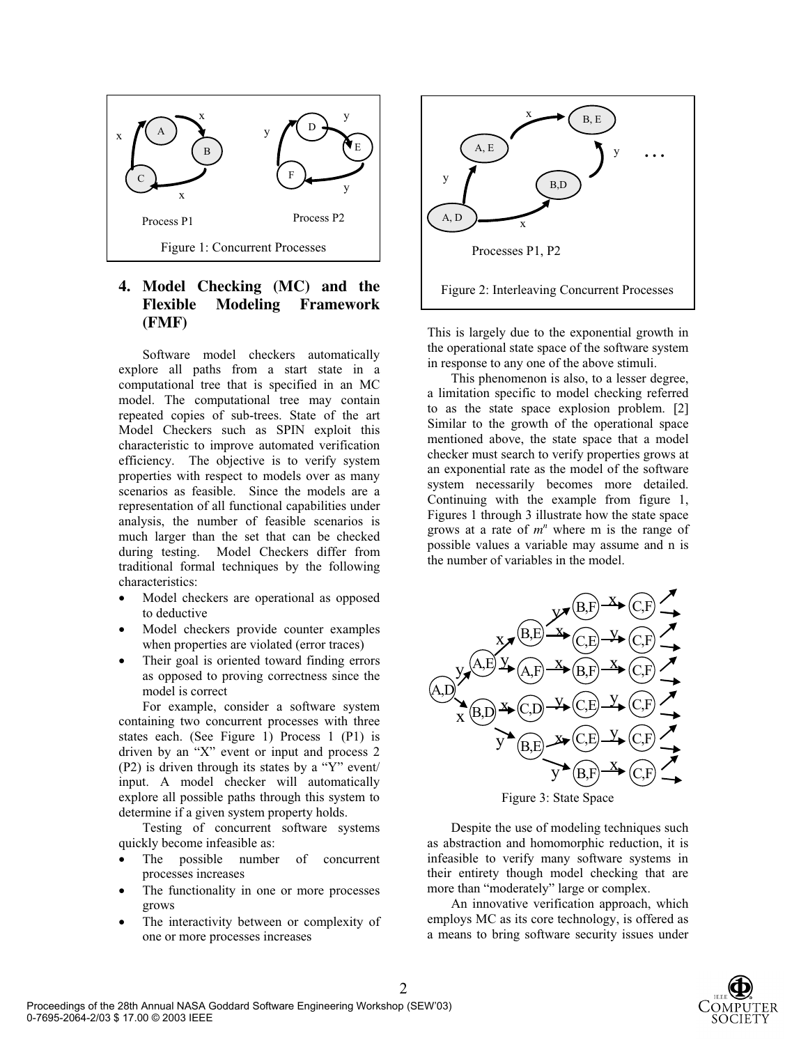Figure 1: Concurrent Processes

## 4. Model Checking (MC) and the Flexible Modeling Framework (FMF)

Software model checkers automatically explore all paths from a start state in a computational tree that is specified in an MC model. The computational tree may contain repeated copies of sub-trees. State of the art Model Checkers such as SPIN exploit this characteristic to improve automated verification efficiency. The objective is to verify system properties with respect to models over as many scenarios as feasible. Since the models are a representation of all functional capabilities under analysis, the number of feasible scenarios is much larger than the set that can be checked during testing. Model Checkers differ from traditional formal techniques by the following characteristics:

- Model checkers are operational as opposed to deductive
- Model checkers provide counter examples when properties are violated (error traces)
- Their goal is oriented toward finding errors as opposed to proving correctness since the model is correct

For example, consider a software system containing two concurrent processes with three states each. (See Figure 1) Process 1 (P1) is driven by an "X" event or input and process 2 (P2) is driven through its states by a "Y" event/ input. A model checker will automatically explore all possible paths through this system to determine if a given system property holds.

Testing of concurrent software systems quickly become infeasible as:

- The possible number of concurrent processes increases
- The functionality in one or more processes grows
- The interactivity between or complexity of one or more processes increases

Figure 2: Interleaving Concurrent Processes

This is largely due to the exponential growth in the operational state space of the software system in response to any one of the above stimuli.

This phenomenon is also, to a lesser degree, a limitation specific to model checking referred to as the state space explosion problem. [2] Similar to the growth of the operational space mentioned above, the state space that a model checker must search to verify properties grows at an exponential rate as the model of the software system necessarily becomes more detailed. Continuing with the example from figure 1, Figures 1 through 3 illustrate how the state space grows at a rate of $m^n$ where m is the range of possible values a variable may assume and n is the number of variables in the model.

Figure 3: State Space

Despite the use of modeling techniques such as abstraction and homomorphic reduction, it is infeasible to verify many software systems in their entirety though model checking that are more than "moderately" large or complex.

An innovative verification approach, which employs MC as its core technology, is offered as a means to bring software security issues under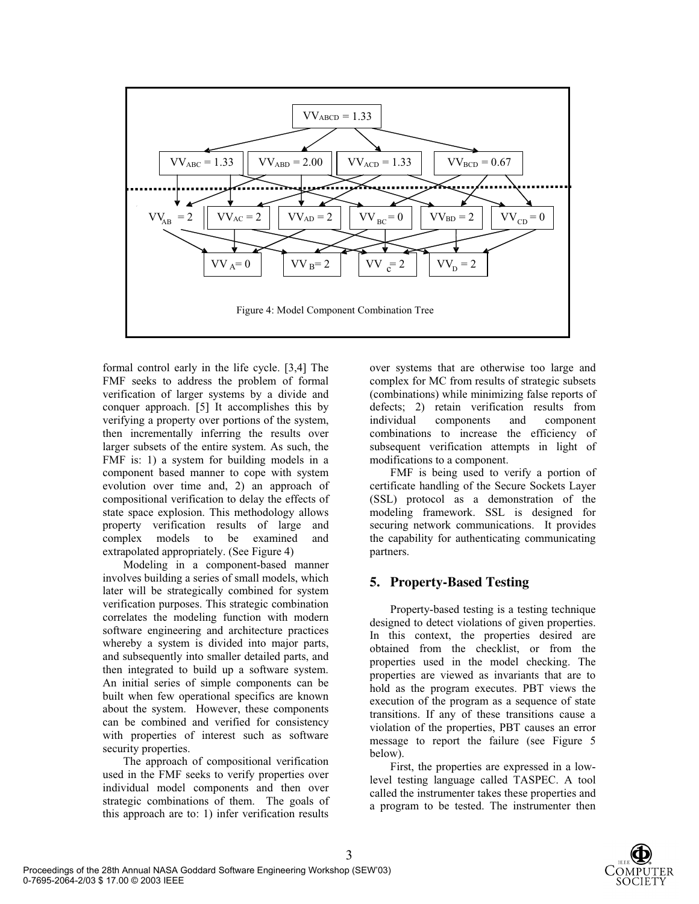Figure 4: Model Component Combination Tree

formal control early in the life cycle. [3,4] The FMF seeks to address the problem of formal verification of larger systems by a divide and conquer approach. [5] It accomplishes this by verifying a property over portions of the system, then incrementally inferring the results over larger subsets of the entire system. As such, the FMF is: 1) a system for building models in a component based manner to cope with system evolution over time and, 2) an approach of compositional verification to delay the effects of state space explosion. This methodology allows property verification results of large and complex models to be examined and extrapolated appropriately. (See Figure 4)

Modeling in a component-based manner involves building a series of small models, which later will be strategically combined for system verification purposes. This strategic combination correlates the modeling function with modern software engineering and architecture practices whereby a system is divided into major parts, and subsequently into smaller detailed parts, and then integrated to build up a software system. An initial series of simple components can be built when few operational specifics are known about the system. However, these components can be combined and verified for consistency with properties of interest such as software security properties.

The approach of compositional verification used in the FMF seeks to verify properties over individual model components and then over strategic combinations of them. The goals of this approach are to: 1) infer verification results over systems that are otherwise too large and complex for MC from results of strategic subsets (combinations) while minimizing false reports of defects; 2) retain verification results from individual components and component combinations to increase the efficiency of subsequent verification attempts in light of modifications to a component.

FMF is being used to verify a portion of certificate handling of the Secure Sockets Layer (SSL) protocol as a demonstration of the modeling framework. SSL is designed for securing network communications. It provides the capability for authenticating communicating partners.

## 5. Property-Based Testing

Property-based testing is a testing technique designed to detect violations of given properties. In this context, the properties desired are obtained from the checklist, or from the properties used in the model checking. The properties are viewed as invariants that are to hold as the program executes. PBT views the execution of the program as a sequence of state transitions. If any of these transitions cause a violation of the properties, PBT causes an error message to report the failure (see Figure 5 below).

First, the properties are expressed in a low-level testing language called TASPEC. A tool called the instrumenter takes these properties and a program to be tested. The instrumenter then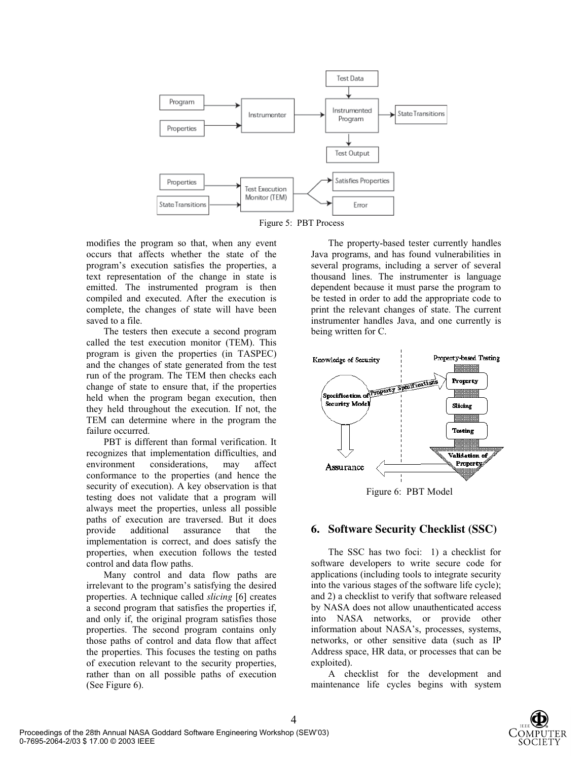Figure 5: PBT Process

modifies the program so that, when any event occurs that affects whether the state of the program's execution satisfies the properties, a text representation of the change in state is emitted. The instrumented program is then compiled and executed. After the execution is complete, the changes of state will have been saved to a file.

The testers then execute a second program called the test execution monitor (TEM). This program is given the properties (in TASPEC) and the changes of state generated from the test run of the program. The TEM then checks each change of state to ensure that, if the properties held when the program began execution, then they held throughout the execution. If not, the TEM can determine where in the program the failure occurred.

PBT is different than formal verification. It recognizes that implementation difficulties, and environment considerations, may affect conformance to the properties (and hence the security of execution). A key observation is that testing does not validate that a program will always meet the properties, unless all possible paths of execution are traversed. But it does provide additional assurance that the implementation is correct, and does satisfy the properties, when execution follows the tested control and data flow paths.

Many control and data flow paths are irrelevant to the program's satisfying the desired properties. A technique called *slicing* [6] creates a second program that satisfies the properties if, and only if, the original program satisfies those properties. The second program contains only those paths of control and data flow that affect the properties. This focuses the testing on paths of execution relevant to the security properties, rather than on all possible paths of execution (See Figure 6).

The property-based tester currently handles Java programs, and has found vulnerabilities in several programs, including a server of several thousand lines. The instrumenter is language dependent because it must parse the program to be tested in order to add the appropriate code to print the relevant changes of state. The current instrumenter handles Java, and one currently is being written for C.

Figure 6: PBT Model

## 6. Software Security Checklist (SSC)

The SSC has two foci: 1) a checklist for software developers to write secure code for applications (including tools to integrate security into the various stages of the software life cycle); and 2) a checklist to verify that software released by NASA does not allow unauthenticated access into NASA networks, or provide other information about NASA's, processes, systems, networks, or other sensitive data (such as IP Address space, HR data, or processes that can be exploited).

A checklist for the development and maintenance life cycles begins with system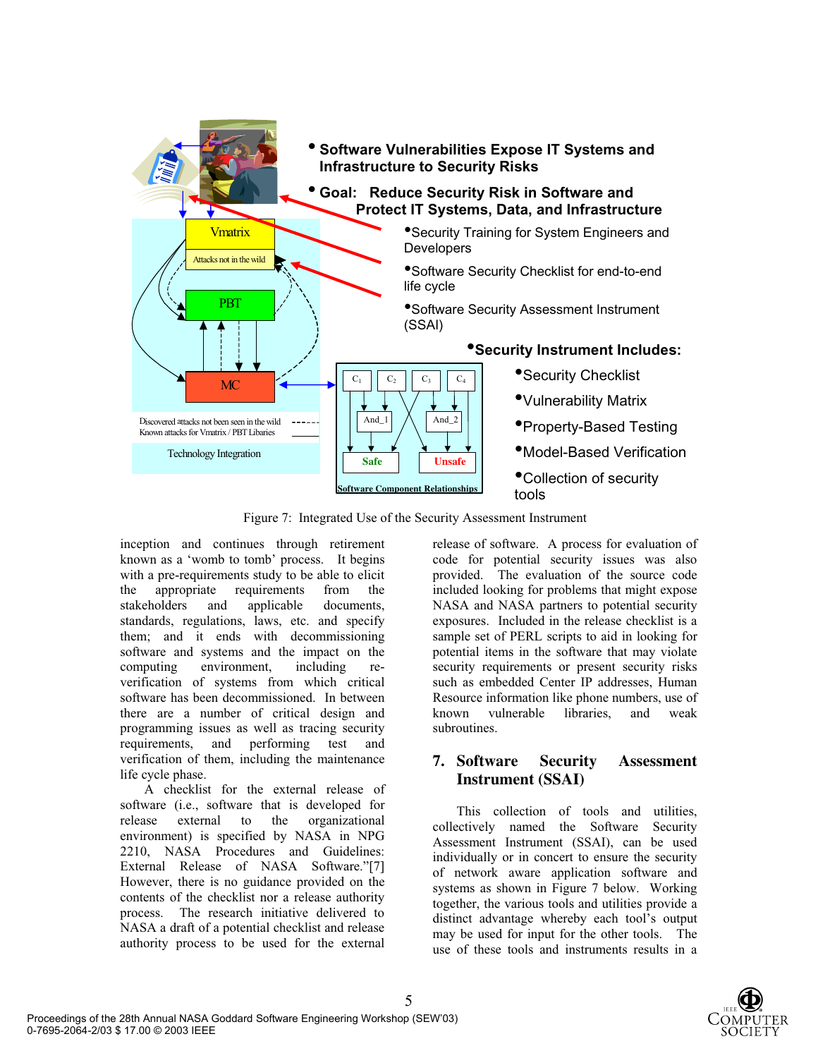- **Software Vulnerabilities Expose IT Systems and Infrastructure to Security Risks**
- **Goal: Reduce Security Risk in Software and Protect IT Systems, Data, and Infrastructure**
  - Security Training for System Engineers and Developers
  - Software Security Checklist for end-to-end life cycle
  - Software Security Assessment Instrument (SSAI)
- **Security Instrument Includes:**
  - Security Checklist
  - Vulnerability Matrix
  - Property-Based Testing
  - Model-Based Verification
  - Collection of security tools

Vmatrix

Attacks not in the wild

PBT

MC

Discovered attacks not been seen in the wild

Known attacks for Vmatrix / PBT Libaries

Technology Integration

$C_1$ $C_2$ $C_3$ $C_4$

And_1 And_2

Safe Unsafe

Software Component Relationships

Figure 7: Integrated Use of the Security Assessment Instrument

inception and continues through retirement known as a 'womb to tomb' process. It begins with a pre-requirements study to be able to elicit the appropriate requirements from the stakeholders and applicable documents, standards, regulations, laws, etc. and specify them; and it ends with decommissioning software and systems and the impact on the computing environment, including re-verification of systems from which critical software has been decommissioned. In between there are a number of critical design and programming issues as well as tracing security requirements, and performing test and verification of them, including the maintenance life cycle phase.

A checklist for the external release of software (i.e., software that is developed for release external to the organizational environment) is specified by NASA in NPG 2210, NASA Procedures and Guidelines: External Release of NASA Software."[7] However, there is no guidance provided on the contents of the checklist nor a release authority process. The research initiative delivered to NASA a draft of a potential checklist and release authority process to be used for the external release of software. A process for evaluation of code for potential security issues was also provided. The evaluation of the source code included looking for problems that might expose NASA and NASA partners to potential security exposures. Included in the release checklist is a sample set of PERL scripts to aid in looking for potential items in the software that may violate security requirements or present security risks such as embedded Center IP addresses, Human Resource information like phone numbers, use of known vulnerable libraries, and weak subroutines.

## 7. Software Security Assessment Instrument (SSAI)

This collection of tools and utilities, collectively named the Software Security Assessment Instrument (SSAI), can be used individually or in concert to ensure the security of network aware application software and systems as shown in Figure 7 below. Working together, the various tools and utilities provide a distinct advantage whereby each tool's output may be used for input for the other tools. The use of these tools and instruments results in a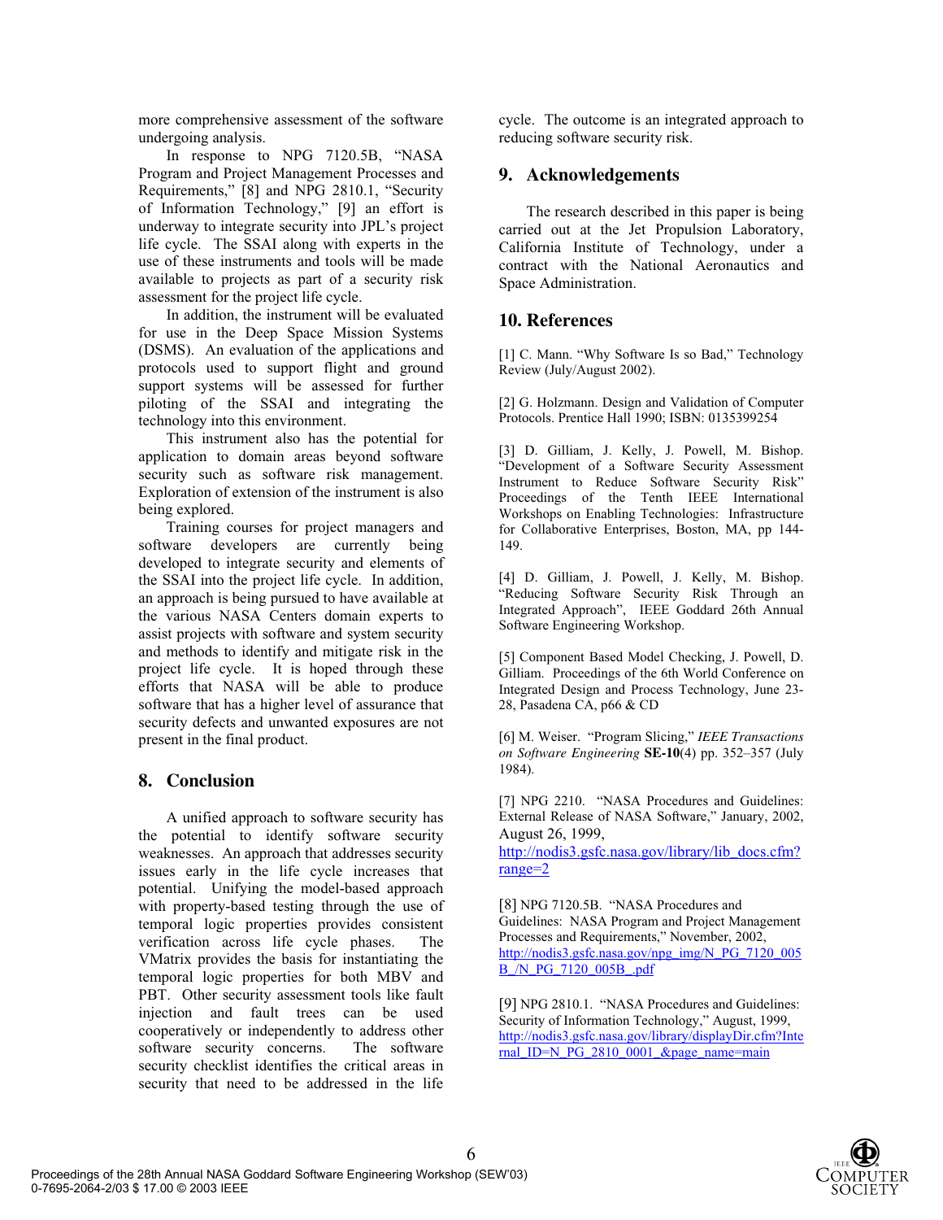more comprehensive assessment of the software undergoing analysis.

In response to NPG 7120.5B, "NASA Program and Project Management Processes and Requirements," [8] and NPG 2810.1, "Security of Information Technology," [9] an effort is underway to integrate security into JPL's project life cycle. The SSAI along with experts in the use of these instruments and tools will be made available to projects as part of a security risk assessment for the project life cycle.

In addition, the instrument will be evaluated for use in the Deep Space Mission Systems (DSMS). An evaluation of the applications and protocols used to support flight and ground support systems will be assessed for further piloting of the SSAI and integrating the technology into this environment.

This instrument also has the potential for application to domain areas beyond software security such as software risk management. Exploration of extension of the instrument is also being explored.

Training courses for project managers and software developers are currently being developed to integrate security and elements of the SSAI into the project life cycle. In addition, an approach is being pursued to have available at the various NASA Centers domain experts to assist projects with software and system security and methods to identify and mitigate risk in the project life cycle. It is hoped through these efforts that NASA will be able to produce software that has a higher level of assurance that security defects and unwanted exposures are not present in the final product.

## 8. Conclusion

A unified approach to software security has the potential to identify software security weaknesses. An approach that addresses security issues early in the life cycle increases that potential. Unifying the model-based approach with property-based testing through the use of temporal logic properties provides consistent verification across life cycle phases. The VMatrix provides the basis for instantiating the temporal logic properties for both MBV and PBT. Other security assessment tools like fault injection and fault trees can be used cooperatively or independently to address other software security concerns. The software security checklist identifies the critical areas in security that need to be addressed in the life cycle. The outcome is an integrated approach to reducing software security risk.

## 9. Acknowledgements

The research described in this paper is being carried out at the Jet Propulsion Laboratory, California Institute of Technology, under a contract with the National Aeronautics and Space Administration.

## 10. References

[1] C. Mann. "Why Software Is so Bad," Technology Review (July/August 2002).

[2] G. Holzmann. Design and Validation of Computer Protocols. Prentice Hall 1990; ISBN: 0135399254

[3] D. Gilliam, J. Kelly, J. Powell, M. Bishop. "Development of a Software Security Assessment Instrument to Reduce Software Security Risk" Proceedings of the Tenth IEEE International Workshops on Enabling Technologies: Infrastructure for Collaborative Enterprises, Boston, MA, pp 144-149.

[4] D. Gilliam, J. Powell, J. Kelly, M. Bishop. "Reducing Software Security Risk Through an Integrated Approach", IEEE Goddard 26th Annual Software Engineering Workshop.

[5] Component Based Model Checking, J. Powell, D. Gilliam. Proceedings of the 6th World Conference on Integrated Design and Process Technology, June 23-28, Pasadena CA, p66 & CD

[6] M. Weiser. "Program Slicing," *IEEE Transactions on Software Engineering* **SE-10**(4) pp. 352–357 (July 1984).

[7] NPG 2210. "NASA Procedures and Guidelines: External Release of NASA Software," January, 2002, August 26, 1999, http://nodis3.gsfc.nasa.gov/library/lib_docs.cfm?range=2

[8] NPG 7120.5B. "NASA Procedures and Guidelines: NASA Program and Project Management Processes and Requirements," November, 2002, http://nodis3.gsfc.nasa.gov/npg_img/N_PG_7120_005B_/N_PG_7120_005B_.pdf

[9] NPG 2810.1. "NASA Procedures and Guidelines: Security of Information Technology," August, 1999, http://nodis3.gsfc.nasa.gov/library/displayDir.cfm?Internal_ID=N_PG_2810_0001_&page_name=main